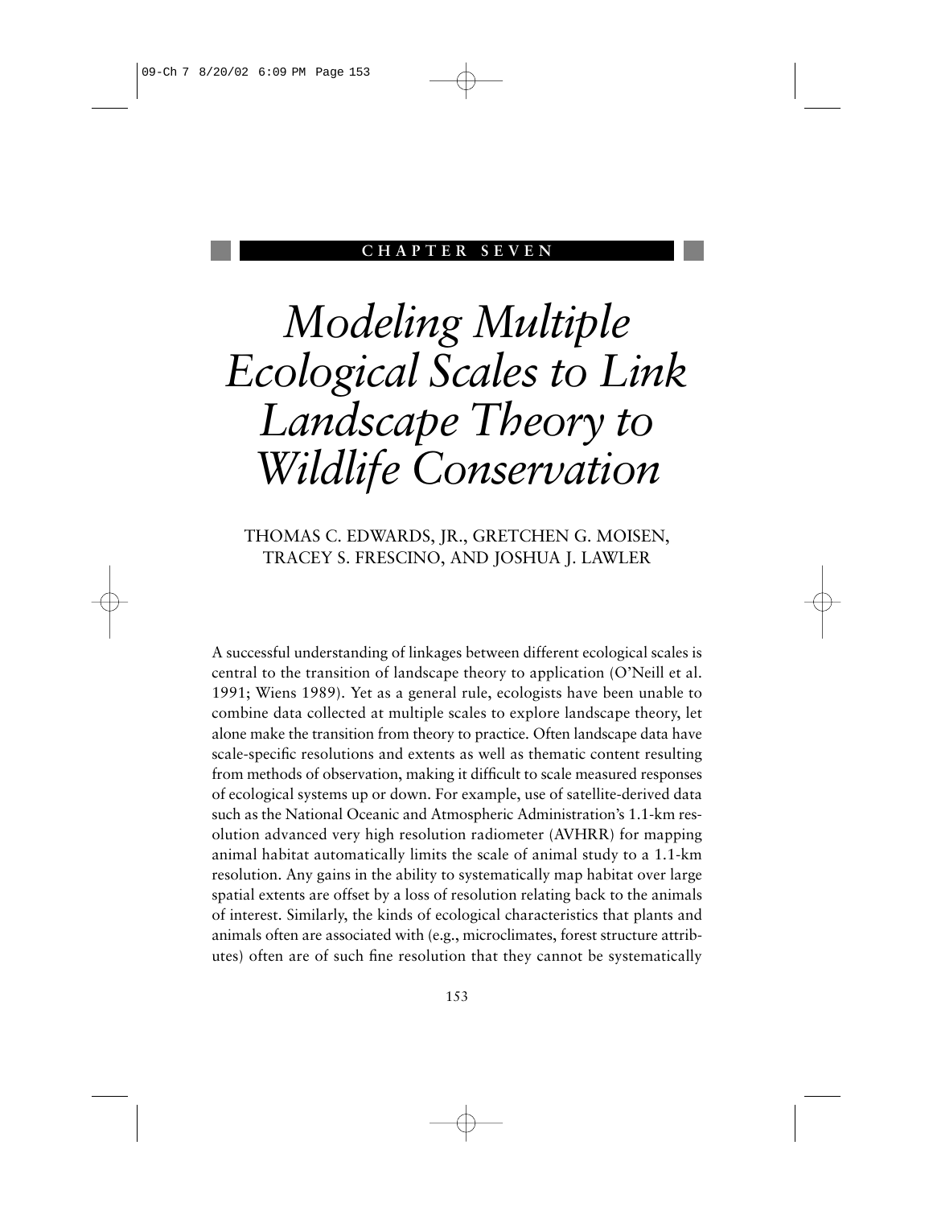## CHAPTER SEVEN

# *Modeling Multiple Ecological Scales to Link Landscape Theory to Wildlife Conservation*

THOMAS C. EDWARDS, JR., GRETCHEN G. MOISEN, TRACEY S. FRESCINO, AND JOSHUA J. LAWLER

A successful understanding of linkages between different ecological scales is central to the transition of landscape theory to application (O'Neill et al. 1991; Wiens 1989). Yet as a general rule, ecologists have been unable to combine data collected at multiple scales to explore landscape theory, let alone make the transition from theory to practice. Often landscape data have scale-specific resolutions and extents as well as thematic content resulting from methods of observation, making it difficult to scale measured responses of ecological systems up or down. For example, use of satellite-derived data such as the National Oceanic and Atmospheric Administration's 1.1-km resolution advanced very high resolution radiometer (AVHRR) for mapping animal habitat automatically limits the scale of animal study to a 1.1-km resolution. Any gains in the ability to systematically map habitat over large spatial extents are offset by a loss of resolution relating back to the animals of interest. Similarly, the kinds of ecological characteristics that plants and animals often are associated with (e.g., microclimates, forest structure attributes) often are of such fine resolution that they cannot be systematically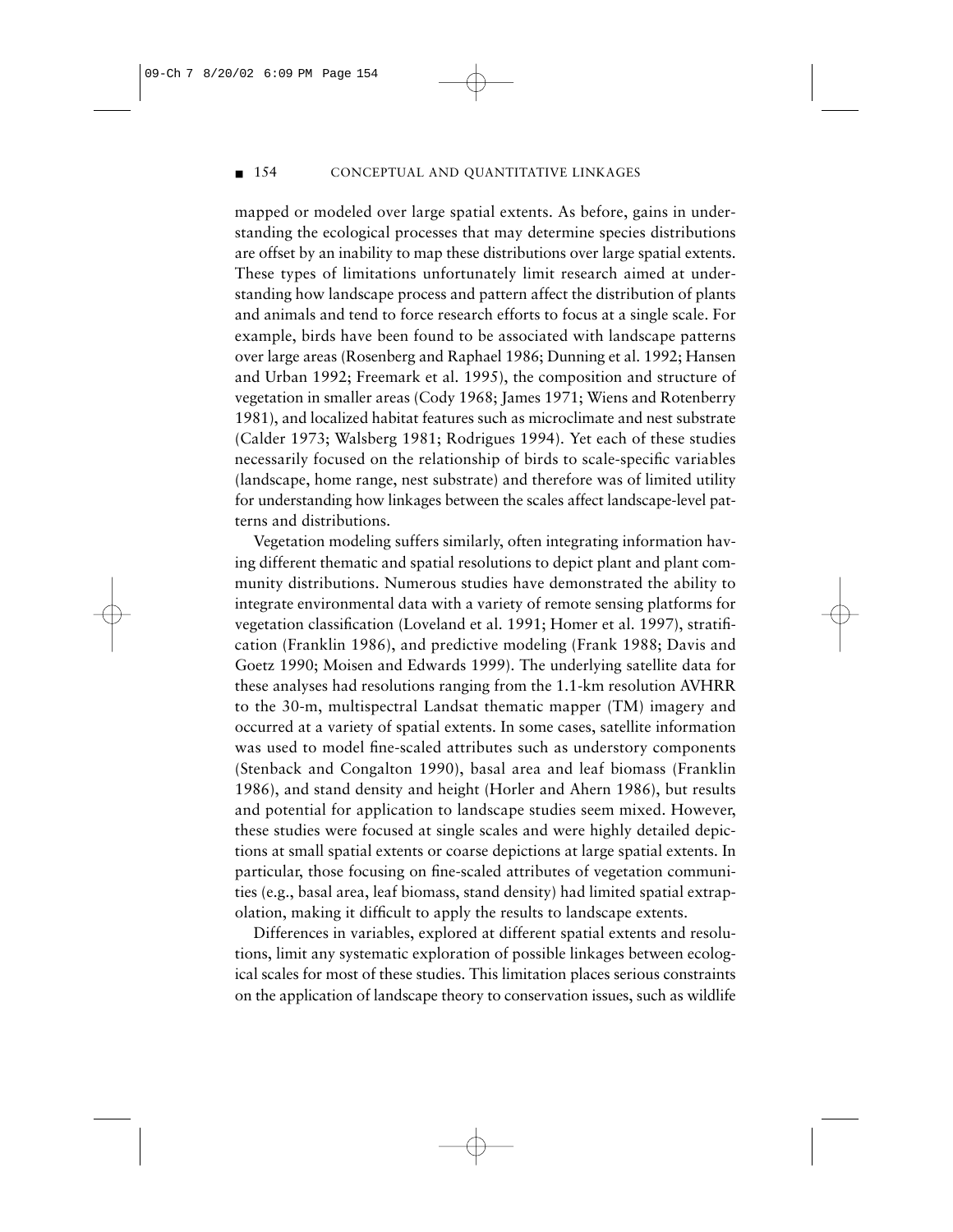mapped or modeled over large spatial extents. As before, gains in understanding the ecological processes that may determine species distributions are offset by an inability to map these distributions over large spatial extents. These types of limitations unfortunately limit research aimed at understanding how landscape process and pattern affect the distribution of plants and animals and tend to force research efforts to focus at a single scale. For example, birds have been found to be associated with landscape patterns over large areas (Rosenberg and Raphael 1986; Dunning et al. 1992; Hansen and Urban 1992; Freemark et al. 1995), the composition and structure of vegetation in smaller areas (Cody 1968; James 1971; Wiens and Rotenberry 1981), and localized habitat features such as microclimate and nest substrate (Calder 1973; Walsberg 1981; Rodrigues 1994). Yet each of these studies necessarily focused on the relationship of birds to scale-specific variables (landscape, home range, nest substrate) and therefore was of limited utility for understanding how linkages between the scales affect landscape-level patterns and distributions.

Vegetation modeling suffers similarly, often integrating information having different thematic and spatial resolutions to depict plant and plant community distributions. Numerous studies have demonstrated the ability to integrate environmental data with a variety of remote sensing platforms for vegetation classification (Loveland et al. 1991; Homer et al. 1997), stratification (Franklin 1986), and predictive modeling (Frank 1988; Davis and Goetz 1990; Moisen and Edwards 1999). The underlying satellite data for these analyses had resolutions ranging from the 1.1-km resolution AVHRR to the 30-m, multispectral Landsat thematic mapper (TM) imagery and occurred at a variety of spatial extents. In some cases, satellite information was used to model fine-scaled attributes such as understory components (Stenback and Congalton 1990), basal area and leaf biomass (Franklin 1986), and stand density and height (Horler and Ahern 1986), but results and potential for application to landscape studies seem mixed. However, these studies were focused at single scales and were highly detailed depictions at small spatial extents or coarse depictions at large spatial extents. In particular, those focusing on fine-scaled attributes of vegetation communities (e.g., basal area, leaf biomass, stand density) had limited spatial extrapolation, making it difficult to apply the results to landscape extents.

Differences in variables, explored at different spatial extents and resolutions, limit any systematic exploration of possible linkages between ecological scales for most of these studies. This limitation places serious constraints on the application of landscape theory to conservation issues, such as wildlife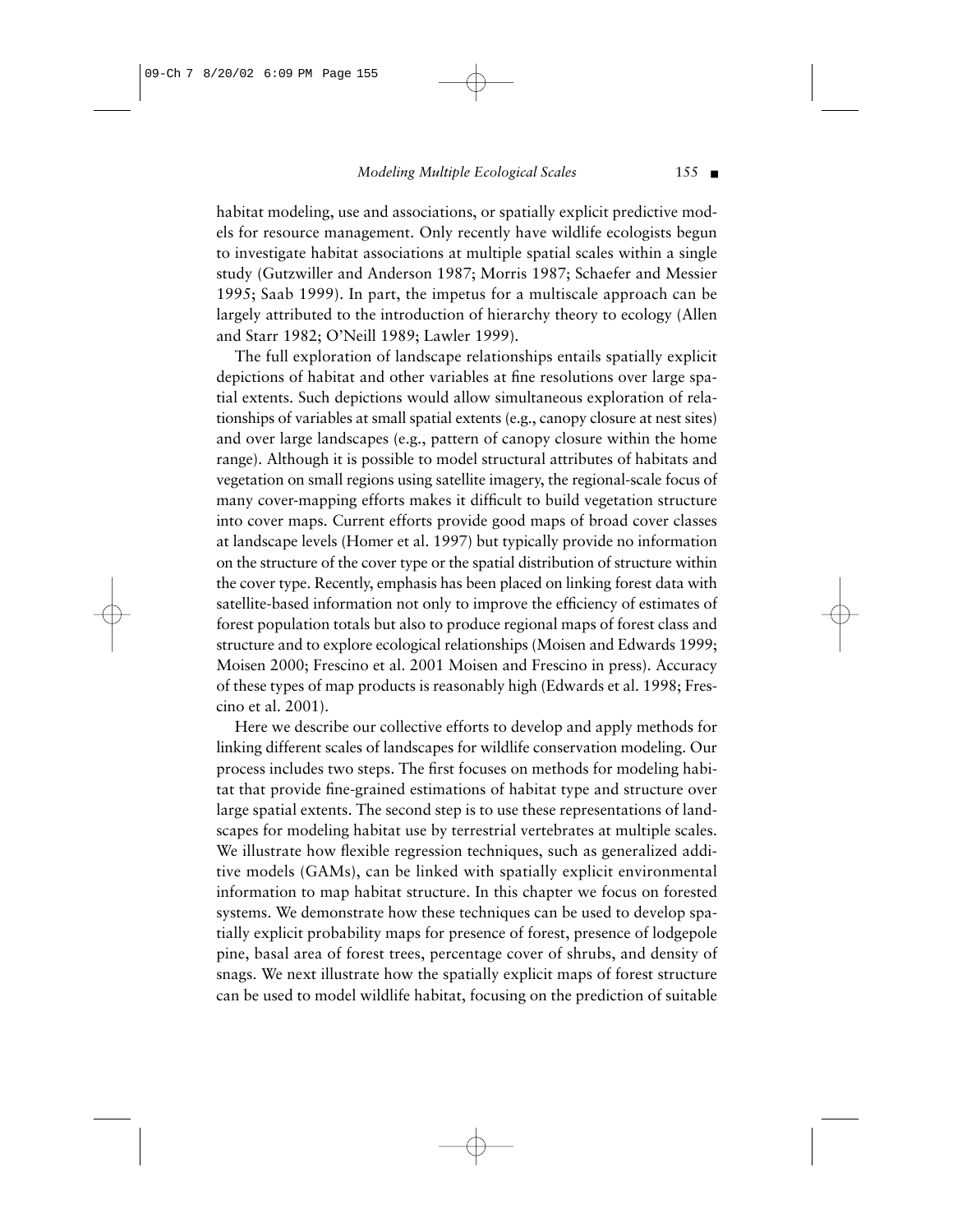habitat modeling, use and associations, or spatially explicit predictive models for resource management. Only recently have wildlife ecologists begun to investigate habitat associations at multiple spatial scales within a single study (Gutzwiller and Anderson 1987; Morris 1987; Schaefer and Messier 1995; Saab 1999). In part, the impetus for a multiscale approach can be largely attributed to the introduction of hierarchy theory to ecology (Allen and Starr 1982; O'Neill 1989; Lawler 1999).

The full exploration of landscape relationships entails spatially explicit depictions of habitat and other variables at fine resolutions over large spatial extents. Such depictions would allow simultaneous exploration of relationships of variables at small spatial extents (e.g., canopy closure at nest sites) and over large landscapes (e.g., pattern of canopy closure within the home range). Although it is possible to model structural attributes of habitats and vegetation on small regions using satellite imagery, the regional-scale focus of many cover-mapping efforts makes it difficult to build vegetation structure into cover maps. Current efforts provide good maps of broad cover classes at landscape levels (Homer et al. 1997) but typically provide no information on the structure of the cover type or the spatial distribution of structure within the cover type. Recently, emphasis has been placed on linking forest data with satellite-based information not only to improve the efficiency of estimates of forest population totals but also to produce regional maps of forest class and structure and to explore ecological relationships (Moisen and Edwards 1999; Moisen 2000; Frescino et al. 2001 Moisen and Frescino in press). Accuracy of these types of map products is reasonably high (Edwards et al. 1998; Frescino et al. 2001).

Here we describe our collective efforts to develop and apply methods for linking different scales of landscapes for wildlife conservation modeling. Our process includes two steps. The first focuses on methods for modeling habitat that provide fine-grained estimations of habitat type and structure over large spatial extents. The second step is to use these representations of landscapes for modeling habitat use by terrestrial vertebrates at multiple scales. We illustrate how flexible regression techniques, such as generalized additive models (GAMs), can be linked with spatially explicit environmental information to map habitat structure. In this chapter we focus on forested systems. We demonstrate how these techniques can be used to develop spatially explicit probability maps for presence of forest, presence of lodgepole pine, basal area of forest trees, percentage cover of shrubs, and density of snags. We next illustrate how the spatially explicit maps of forest structure can be used to model wildlife habitat, focusing on the prediction of suitable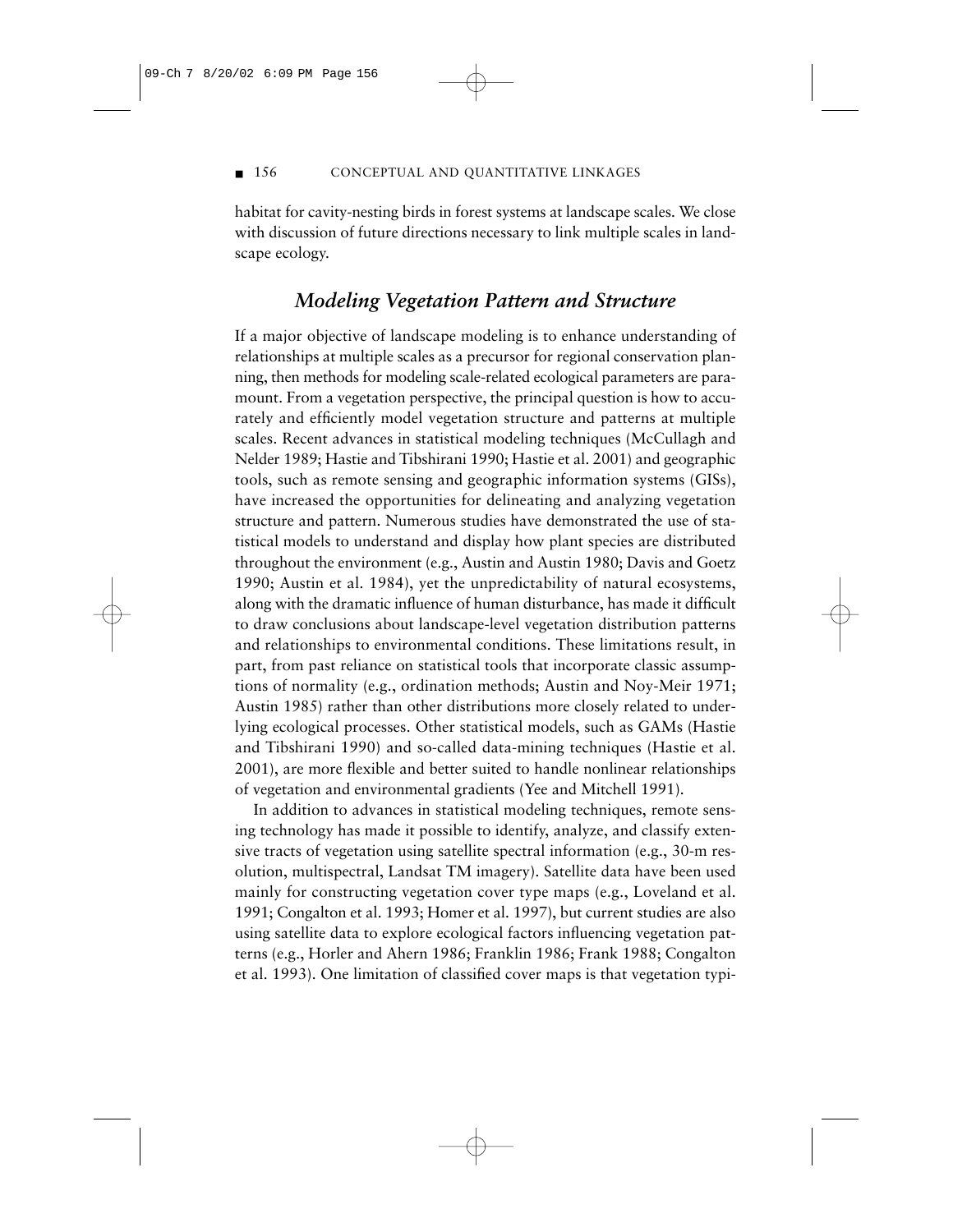habitat for cavity-nesting birds in forest systems at landscape scales. We close with discussion of future directions necessary to link multiple scales in landscape ecology.

## *Modeling Vegetation Pattern and Structure*

If a major objective of landscape modeling is to enhance understanding of relationships at multiple scales as a precursor for regional conservation planning, then methods for modeling scale-related ecological parameters are paramount. From a vegetation perspective, the principal question is how to accurately and efficiently model vegetation structure and patterns at multiple scales. Recent advances in statistical modeling techniques (McCullagh and Nelder 1989; Hastie and Tibshirani 1990; Hastie et al. 2001) and geographic tools, such as remote sensing and geographic information systems (GISs), have increased the opportunities for delineating and analyzing vegetation structure and pattern. Numerous studies have demonstrated the use of statistical models to understand and display how plant species are distributed throughout the environment (e.g., Austin and Austin 1980; Davis and Goetz 1990; Austin et al. 1984), yet the unpredictability of natural ecosystems, along with the dramatic influence of human disturbance, has made it difficult to draw conclusions about landscape-level vegetation distribution patterns and relationships to environmental conditions. These limitations result, in part, from past reliance on statistical tools that incorporate classic assumptions of normality (e.g., ordination methods; Austin and Noy-Meir 1971; Austin 1985) rather than other distributions more closely related to underlying ecological processes. Other statistical models, such as GAMs (Hastie and Tibshirani 1990) and so-called data-mining techniques (Hastie et al. 2001), are more flexible and better suited to handle nonlinear relationships of vegetation and environmental gradients (Yee and Mitchell 1991).

In addition to advances in statistical modeling techniques, remote sensing technology has made it possible to identify, analyze, and classify extensive tracts of vegetation using satellite spectral information (e.g., 30-m resolution, multispectral, Landsat TM imagery). Satellite data have been used mainly for constructing vegetation cover type maps (e.g., Loveland et al. 1991; Congalton et al. 1993; Homer et al. 1997), but current studies are also using satellite data to explore ecological factors influencing vegetation patterns (e.g., Horler and Ahern 1986; Franklin 1986; Frank 1988; Congalton et al. 1993). One limitation of classified cover maps is that vegetation typi-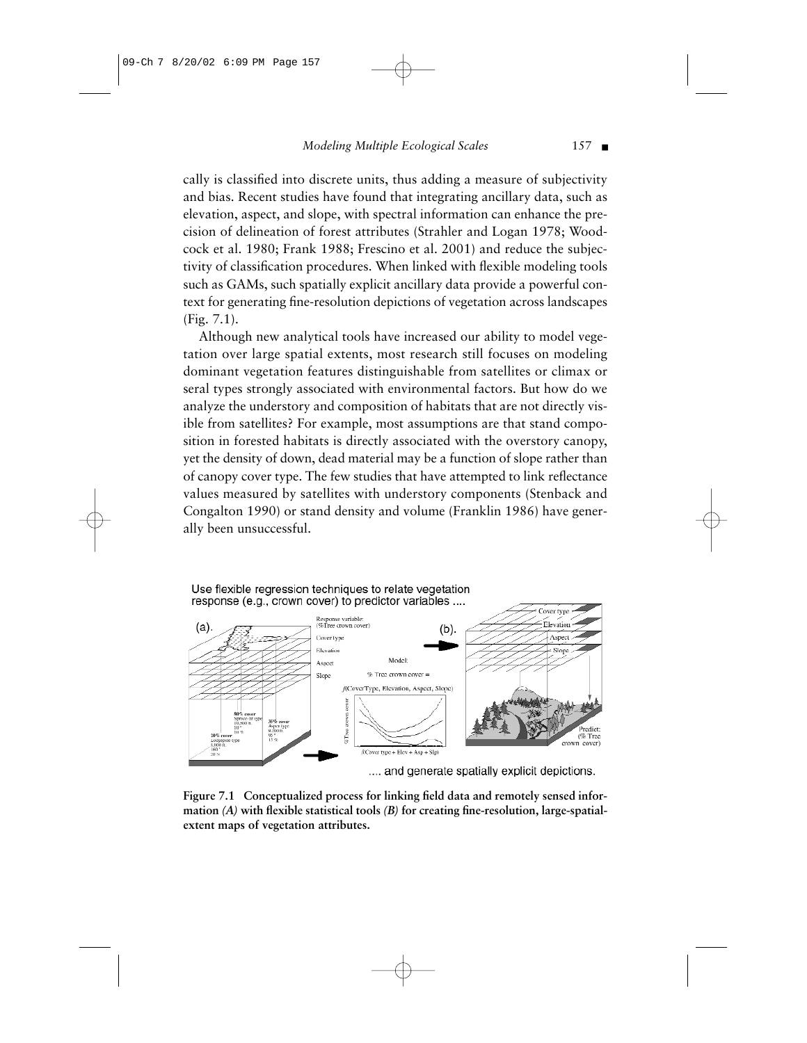cally is classified into discrete units, thus adding a measure of subjectivity and bias. Recent studies have found that integrating ancillary data, such as elevation, aspect, and slope, with spectral information can enhance the precision of delineation of forest attributes (Strahler and Logan 1978; Woodcock et al. 1980; Frank 1988; Frescino et al. 2001) and reduce the subjectivity of classification procedures. When linked with flexible modeling tools such as GAMs, such spatially explicit ancillary data provide a powerful context for generating fine-resolution depictions of vegetation across landscapes (Fig. 7.1).

Although new analytical tools have increased our ability to model vegetation over large spatial extents, most research still focuses on modeling dominant vegetation features distinguishable from satellites or climax or seral types strongly associated with environmental factors. But how do we analyze the understory and composition of habitats that are not directly visible from satellites? For example, most assumptions are that stand composition in forested habitats is directly associated with the overstory canopy, yet the density of down, dead material may be a function of slope rather than of canopy cover type. The few studies that have attempted to link reflectance values measured by satellites with understory components (Stenback and Congalton 1990) or stand density and volume (Franklin 1986) have generally been unsuccessful.

**Figure 7.1 Conceptualized process for linking field data and remotely sensed information *(A)* with flexible statistical tools *(B)* for creating fine-resolution, large-spatial-extent maps of vegetation attributes.**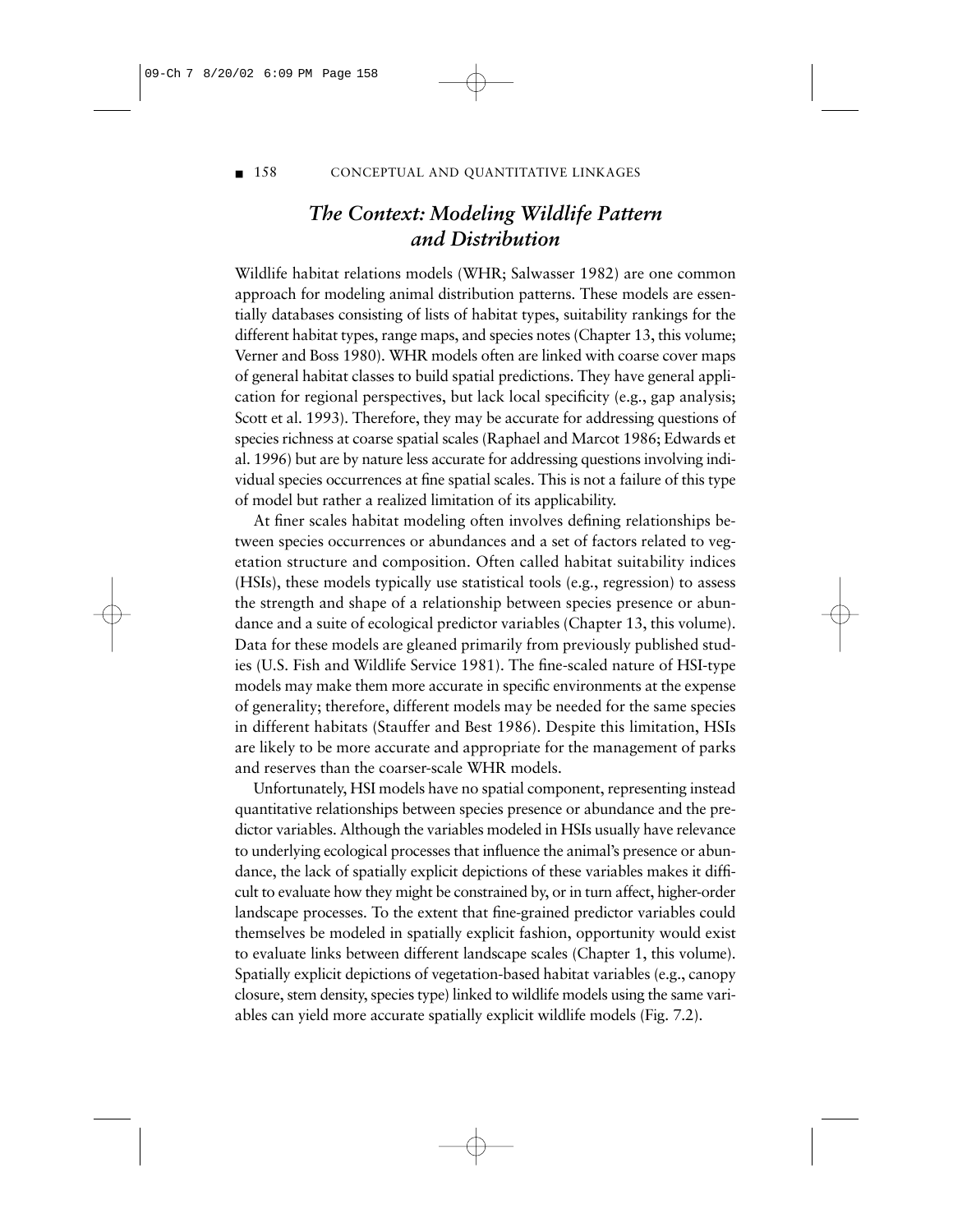## *The Context: Modeling Wildlife Pattern and Distribution*

Wildlife habitat relations models (WHR; Salwasser 1982) are one common approach for modeling animal distribution patterns. These models are essentially databases consisting of lists of habitat types, suitability rankings for the different habitat types, range maps, and species notes (Chapter 13, this volume; Verner and Boss 1980). WHR models often are linked with coarse cover maps of general habitat classes to build spatial predictions. They have general application for regional perspectives, but lack local specificity (e.g., gap analysis; Scott et al. 1993). Therefore, they may be accurate for addressing questions of species richness at coarse spatial scales (Raphael and Marcot 1986; Edwards et al. 1996) but are by nature less accurate for addressing questions involving individual species occurrences at fine spatial scales. This is not a failure of this type of model but rather a realized limitation of its applicability.

At finer scales habitat modeling often involves defining relationships between species occurrences or abundances and a set of factors related to vegetation structure and composition. Often called habitat suitability indices (HSIs), these models typically use statistical tools (e.g., regression) to assess the strength and shape of a relationship between species presence or abundance and a suite of ecological predictor variables (Chapter 13, this volume). Data for these models are gleaned primarily from previously published studies (U.S. Fish and Wildlife Service 1981). The fine-scaled nature of HSI-type models may make them more accurate in specific environments at the expense of generality; therefore, different models may be needed for the same species in different habitats (Stauffer and Best 1986). Despite this limitation, HSIs are likely to be more accurate and appropriate for the management of parks and reserves than the coarser-scale WHR models.

Unfortunately, HSI models have no spatial component, representing instead quantitative relationships between species presence or abundance and the predictor variables. Although the variables modeled in HSIs usually have relevance to underlying ecological processes that influence the animal's presence or abundance, the lack of spatially explicit depictions of these variables makes it difficult to evaluate how they might be constrained by, or in turn affect, higher-order landscape processes. To the extent that fine-grained predictor variables could themselves be modeled in spatially explicit fashion, opportunity would exist to evaluate links between different landscape scales (Chapter 1, this volume). Spatially explicit depictions of vegetation-based habitat variables (e.g., canopy closure, stem density, species type) linked to wildlife models using the same variables can yield more accurate spatially explicit wildlife models (Fig. 7.2).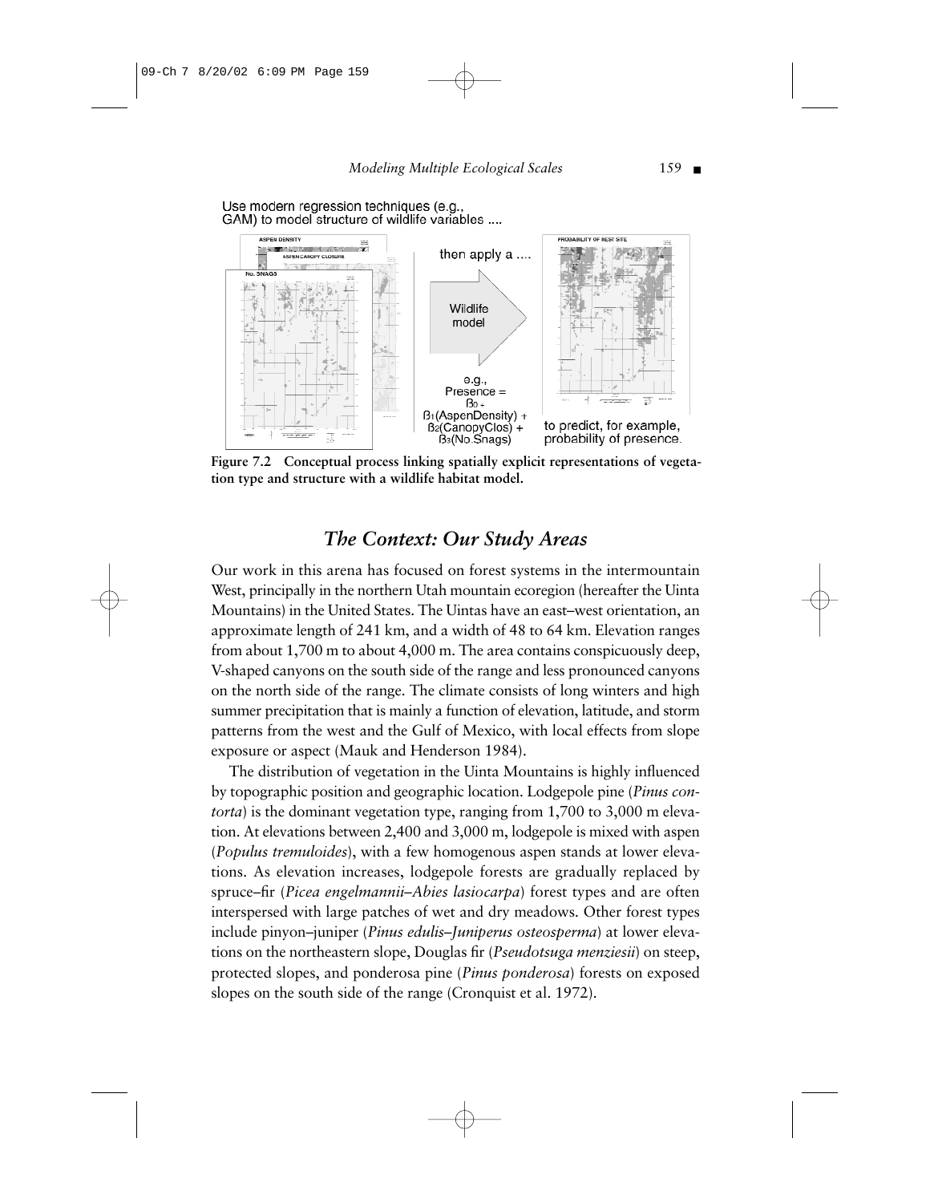Use modern regression techniques (e.g., GAM) to model structure of wildlife variables ....

then apply a ....

Wildlife model

e.g., Presence = $\beta_0$ + $\beta_1$(AspenDensity) + $\beta_2$(CanopyClos) + $\beta_3$(No.Snags)

to predict, for example, probability of presence.

**Figure 7.2 Conceptual process linking spatially explicit representations of vegetation type and structure with a wildlife habitat model.**

## *The Context: Our Study Areas*

Our work in this arena has focused on forest systems in the intermountain West, principally in the northern Utah mountain ecoregion (hereafter the Uinta Mountains) in the United States. The Uintas have an east–west orientation, an approximate length of 241 km, and a width of 48 to 64 km. Elevation ranges from about 1,700 m to about 4,000 m. The area contains conspicuously deep, V-shaped canyons on the south side of the range and less pronounced canyons on the north side of the range. The climate consists of long winters and high summer precipitation that is mainly a function of elevation, latitude, and storm patterns from the west and the Gulf of Mexico, with local effects from slope exposure or aspect (Mauk and Henderson 1984).

The distribution of vegetation in the Uinta Mountains is highly influenced by topographic position and geographic location. Lodgepole pine (*Pinus contorta*) is the dominant vegetation type, ranging from 1,700 to 3,000 m elevation. At elevations between 2,400 and 3,000 m, lodgepole is mixed with aspen (*Populus tremuloides*), with a few homogenous aspen stands at lower elevations. As elevation increases, lodgepole forests are gradually replaced by spruce–fir (*Picea engelmannii–Abies lasiocarpa*) forest types and are often interspersed with large patches of wet and dry meadows. Other forest types include pinyon–juniper (*Pinus edulis–Juniperus osteosperma*) at lower elevations on the northeastern slope, Douglas fir (*Pseudotsuga menziesii*) on steep, protected slopes, and ponderosa pine (*Pinus ponderosa*) forests on exposed slopes on the south side of the range (Cronquist et al. 1972).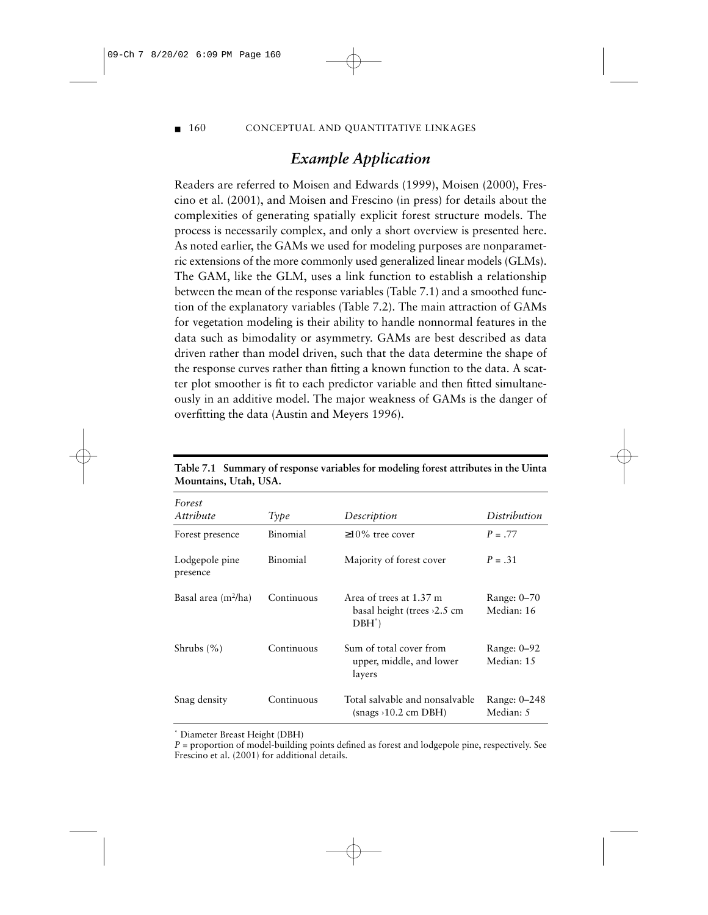## *Example Application*

Readers are referred to Moisen and Edwards (1999), Moisen (2000), Frescino et al. (2001), and Moisen and Frescino (in press) for details about the complexities of generating spatially explicit forest structure models. The process is necessarily complex, and only a short overview is presented here. As noted earlier, the GAMs we used for modeling purposes are nonparametric extensions of the more commonly used generalized linear models (GLMs). The GAM, like the GLM, uses a link function to establish a relationship between the mean of the response variables (Table 7.1) and a smoothed function of the explanatory variables (Table 7.2). The main attraction of GAMs for vegetation modeling is their ability to handle nonnormal features in the data such as bimodality or asymmetry. GAMs are best described as data driven rather than model driven, such that the data determine the shape of the response curves rather than fitting a known function to the data. A scatter plot smoother is fit to each predictor variable and then fitted simultaneously in an additive model. The major weakness of GAMs is the danger of overfitting the data (Austin and Meyers 1996).

**Table 7.1 Summary of response variables for modeling forest attributes in the Uinta Mountains, Utah, USA.**

| *Forest Attribute* | *Type* | *Description* | *Distribution* |
|---|---|---|---|
| Forest presence | Binomial | ≥10% tree cover | $P = .77$ |
| Lodgepole pine presence | Binomial | Majority of forest cover | $P = .31$ |
| Basal area ($m^2$/ha) | Continuous | Area of trees at 1.37 m basal height (trees ›2.5 cm DBH*) | Range: 0–70 Median: 16 |
| Shrubs (%) | Continuous | Sum of total cover from upper, middle, and lower layers | Range: 0–92 Median: 15 |
| Snag density | Continuous | Total salvable and nonsalvable (snags ›10.2 cm DBH) | Range: 0–248 Median: 5 |

\* Diameter Breast Height (DBH)

*P* = proportion of model-building points defined as forest and lodgepole pine, respectively. See Frescino et al. (2001) for additional details.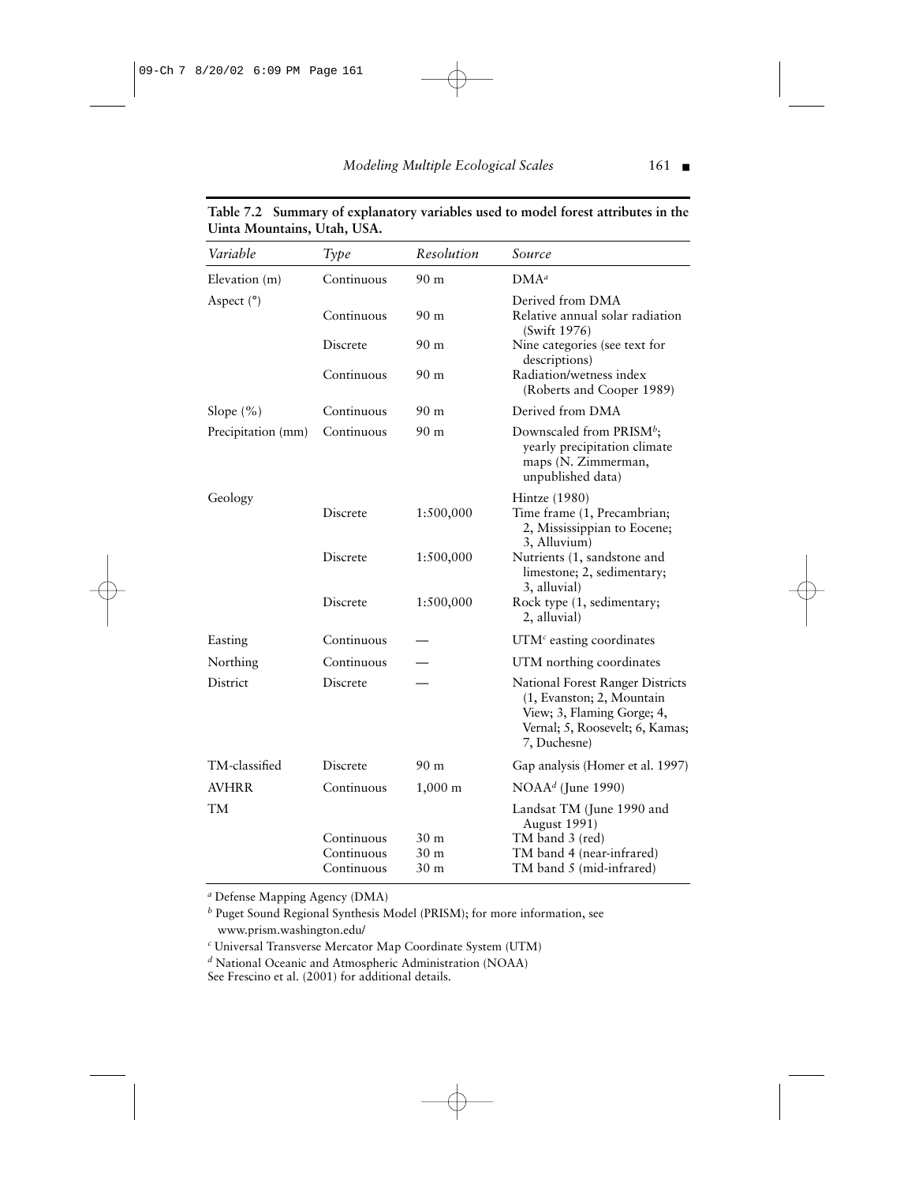**Table 7.2 Summary of explanatory variables used to model forest attributes in the Uinta Mountains, Utah, USA.**

| *Variable* | *Type* | *Resolution* | *Source* |
|---|---|---|---|
| Elevation (m) | Continuous | 90 m | DMA[a] |
| Aspect (°) | | | Derived from DMA |
| | Continuous | 90 m | Relative annual solar radiation (Swift 1976) |
| | Discrete | 90 m | Nine categories (see text for descriptions) |
| | Continuous | 90 m | Radiation/wetness index (Roberts and Cooper 1989) |
| Slope (%) | Continuous | 90 m | Derived from DMA |
| Precipitation (mm) | Continuous | 90 m | Downscaled from PRISM[b]; yearly precipitation climate maps (N. Zimmerman, unpublished data) |
| Geology | | | Hintze (1980) |
| | Discrete | 1:500,000 | Time frame (1, Precambrian; 2, Mississippian to Eocene; 3, Alluvium) |
| | Discrete | 1:500,000 | Nutrients (1, sandstone and limestone; 2, sedimentary; 3, alluvial) |
| | Discrete | 1:500,000 | Rock type (1, sedimentary; 2, alluvial) |
| Easting | Continuous | — | UTM[c] easting coordinates |
| Northing | Continuous | — | UTM northing coordinates |
| District | Discrete | — | National Forest Ranger Districts (1, Evanston; 2, Mountain View; 3, Flaming Gorge; 4, Vernal; 5, Roosevelt; 6, Kamas; 7, Duchesne) |
| TM-classified | Discrete | 90 m | Gap analysis (Homer et al. 1997) |
| AVHRR | Continuous | 1,000 m | NOAA[d] (June 1990) |
| TM | | | Landsat TM (June 1990 and August 1991) |
| | Continuous | 30 m | TM band 3 (red) |
| | Continuous | 30 m | TM band 4 (near-infrared) |
| | Continuous | 30 m | TM band 5 (mid-infrared) |

[a] Defense Mapping Agency (DMA)
[b] Puget Sound Regional Synthesis Model (PRISM); for more information, see www.prism.washington.edu/
[c] Universal Transverse Mercator Map Coordinate System (UTM)
[d] National Oceanic and Atmospheric Administration (NOAA)
See Frescino et al. (2001) for additional details.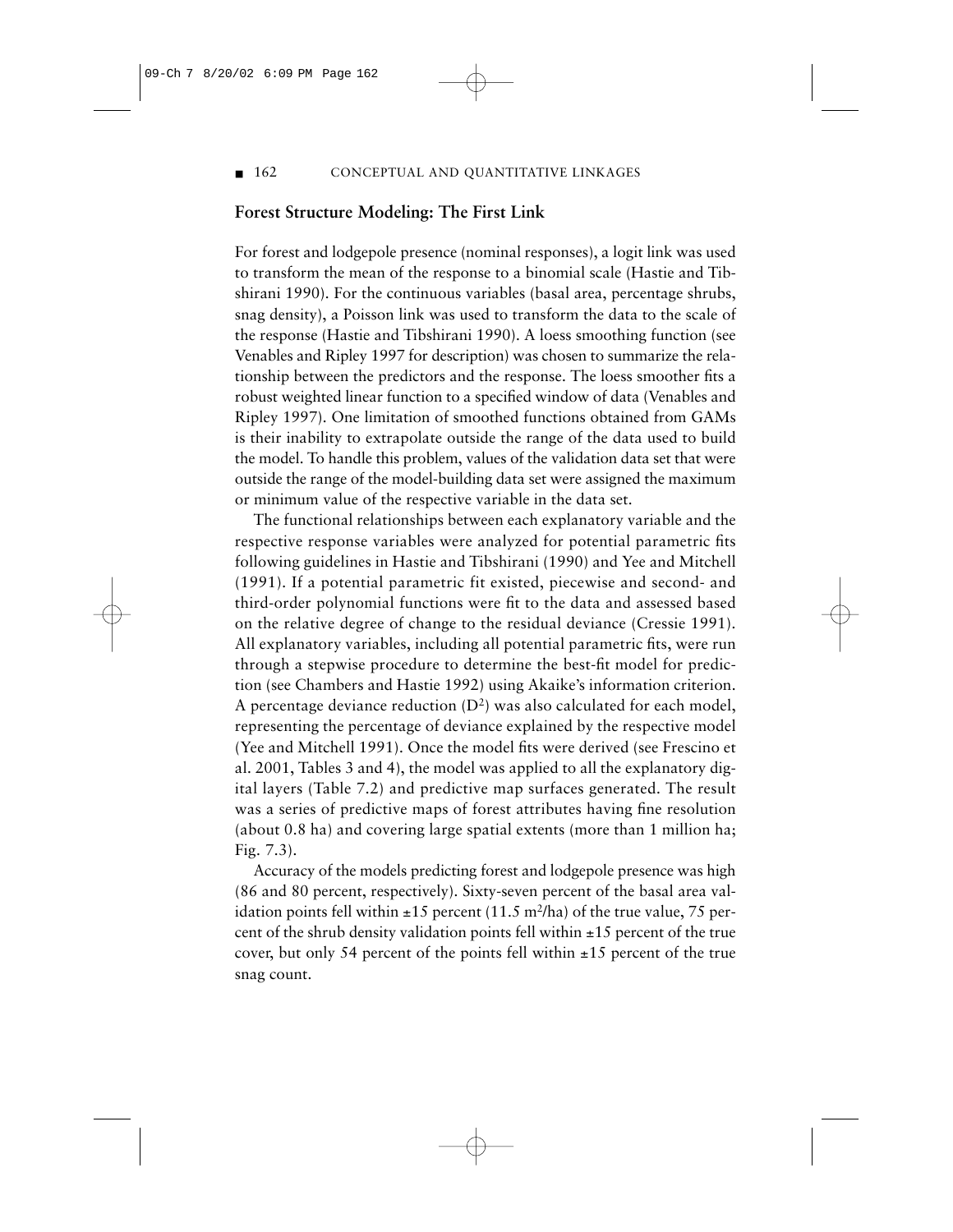## Forest Structure Modeling: The First Link

For forest and lodgepole presence (nominal responses), a logit link was used to transform the mean of the response to a binomial scale (Hastie and Tibshirani 1990). For the continuous variables (basal area, percentage shrubs, snag density), a Poisson link was used to transform the data to the scale of the response (Hastie and Tibshirani 1990). A loess smoothing function (see Venables and Ripley 1997 for description) was chosen to summarize the relationship between the predictors and the response. The loess smoother fits a robust weighted linear function to a specified window of data (Venables and Ripley 1997). One limitation of smoothed functions obtained from GAMs is their inability to extrapolate outside the range of the data used to build the model. To handle this problem, values of the validation data set that were outside the range of the model-building data set were assigned the maximum or minimum value of the respective variable in the data set.

The functional relationships between each explanatory variable and the respective response variables were analyzed for potential parametric fits following guidelines in Hastie and Tibshirani (1990) and Yee and Mitchell (1991). If a potential parametric fit existed, piecewise and second- and third-order polynomial functions were fit to the data and assessed based on the relative degree of change to the residual deviance (Cressie 1991). All explanatory variables, including all potential parametric fits, were run through a stepwise procedure to determine the best-fit model for prediction (see Chambers and Hastie 1992) using Akaike's information criterion. A percentage deviance reduction ($D^2$) was also calculated for each model, representing the percentage of deviance explained by the respective model (Yee and Mitchell 1991). Once the model fits were derived (see Frescino et al. 2001, Tables 3 and 4), the model was applied to all the explanatory digital layers (Table 7.2) and predictive map surfaces generated. The result was a series of predictive maps of forest attributes having fine resolution (about 0.8 ha) and covering large spatial extents (more than 1 million ha; Fig. 7.3).

Accuracy of the models predicting forest and lodgepole presence was high (86 and 80 percent, respectively). Sixty-seven percent of the basal area validation points fell within ±15 percent (11.5 $m^2$/ha) of the true value, 75 percent of the shrub density validation points fell within ±15 percent of the true cover, but only 54 percent of the points fell within ±15 percent of the true snag count.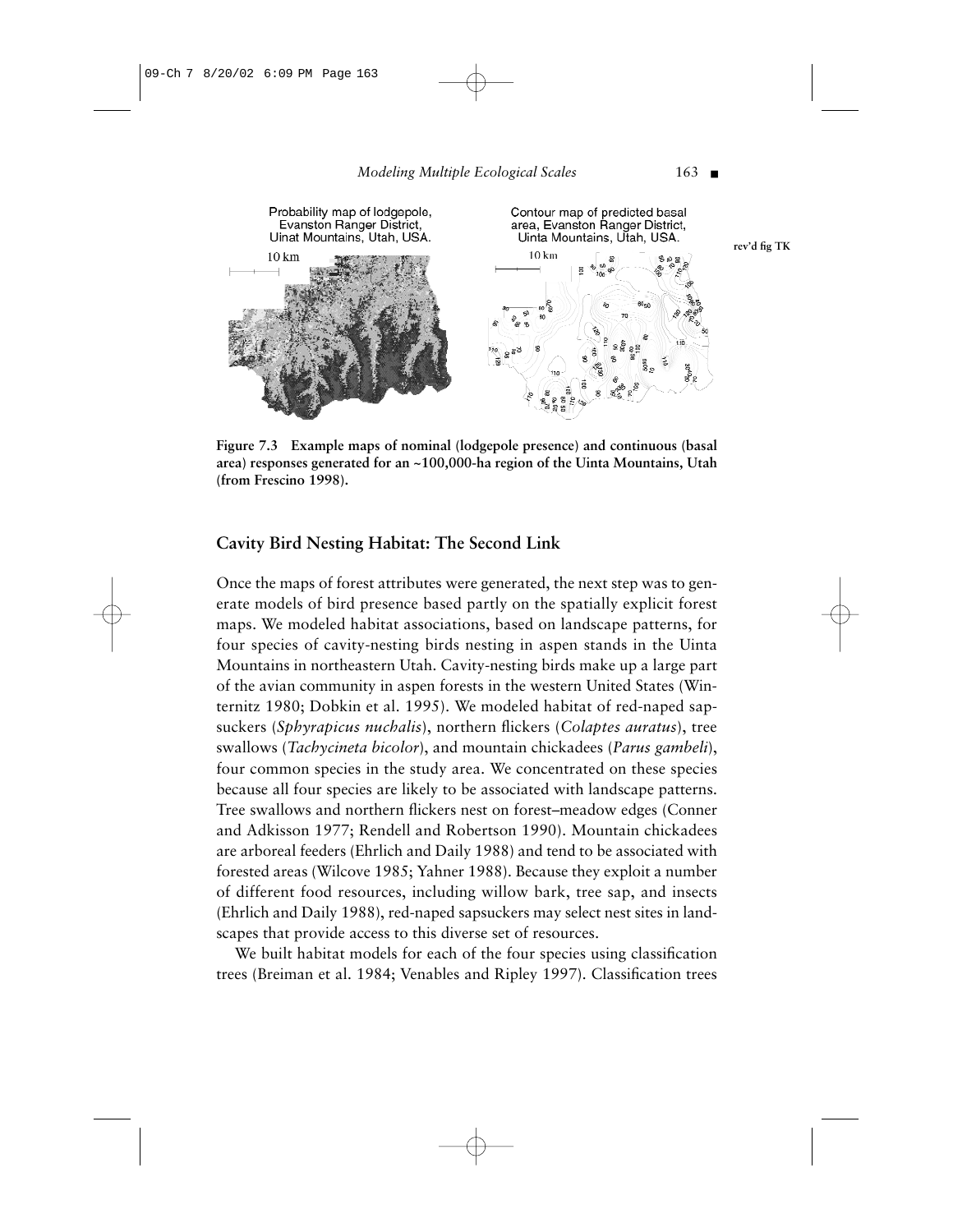Figure 7.3 Example maps of nominal (lodgepole presence) and continuous (basal area) responses generated for an ~100,000-ha region of the Uinta Mountains, Utah (from Frescino 1998).

## Cavity Bird Nesting Habitat: The Second Link

Once the maps of forest attributes were generated, the next step was to generate models of bird presence based partly on the spatially explicit forest maps. We modeled habitat associations, based on landscape patterns, for four species of cavity-nesting birds nesting in aspen stands in the Uinta Mountains in northeastern Utah. Cavity-nesting birds make up a large part of the avian community in aspen forests in the western United States (Winternitz 1980; Dobkin et al. 1995). We modeled habitat of red-naped sapsuckers (*Sphyrapicus nuchalis*), northern flickers (*Colaptes auratus*), tree swallows (*Tachycineta bicolor*), and mountain chickadees (*Parus gambeli*), four common species in the study area. We concentrated on these species because all four species are likely to be associated with landscape patterns. Tree swallows and northern flickers nest on forest–meadow edges (Conner and Adkisson 1977; Rendell and Robertson 1990). Mountain chickadees are arboreal feeders (Ehrlich and Daily 1988) and tend to be associated with forested areas (Wilcove 1985; Yahner 1988). Because they exploit a number of different food resources, including willow bark, tree sap, and insects (Ehrlich and Daily 1988), red-naped sapsuckers may select nest sites in landscapes that provide access to this diverse set of resources.

We built habitat models for each of the four species using classification trees (Breiman et al. 1984; Venables and Ripley 1997). Classification trees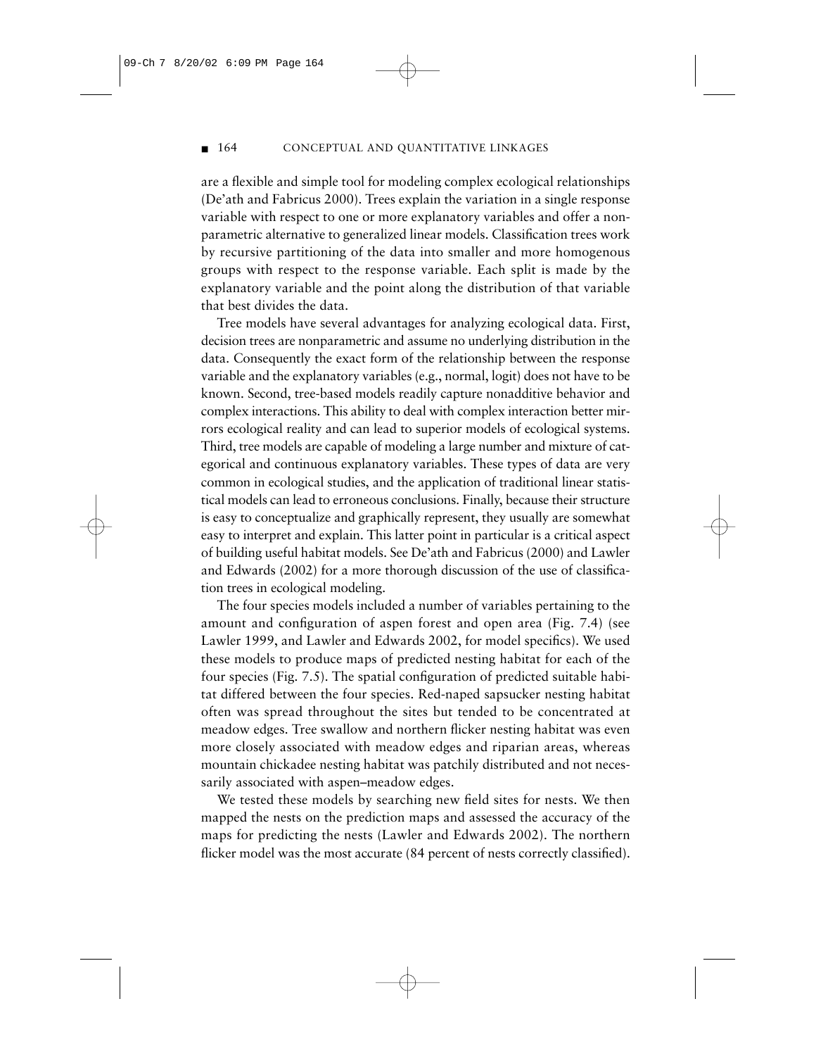are a flexible and simple tool for modeling complex ecological relationships (De'ath and Fabricus 2000). Trees explain the variation in a single response variable with respect to one or more explanatory variables and offer a nonparametric alternative to generalized linear models. Classification trees work by recursive partitioning of the data into smaller and more homogenous groups with respect to the response variable. Each split is made by the explanatory variable and the point along the distribution of that variable that best divides the data.

Tree models have several advantages for analyzing ecological data. First, decision trees are nonparametric and assume no underlying distribution in the data. Consequently the exact form of the relationship between the response variable and the explanatory variables (e.g., normal, logit) does not have to be known. Second, tree-based models readily capture nonadditive behavior and complex interactions. This ability to deal with complex interaction better mirrors ecological reality and can lead to superior models of ecological systems. Third, tree models are capable of modeling a large number and mixture of categorical and continuous explanatory variables. These types of data are very common in ecological studies, and the application of traditional linear statistical models can lead to erroneous conclusions. Finally, because their structure is easy to conceptualize and graphically represent, they usually are somewhat easy to interpret and explain. This latter point in particular is a critical aspect of building useful habitat models. See De'ath and Fabricus (2000) and Lawler and Edwards (2002) for a more thorough discussion of the use of classification trees in ecological modeling.

The four species models included a number of variables pertaining to the amount and configuration of aspen forest and open area (Fig. 7.4) (see Lawler 1999, and Lawler and Edwards 2002, for model specifics). We used these models to produce maps of predicted nesting habitat for each of the four species (Fig. 7.5). The spatial configuration of predicted suitable habitat differed between the four species. Red-naped sapsucker nesting habitat often was spread throughout the sites but tended to be concentrated at meadow edges. Tree swallow and northern flicker nesting habitat was even more closely associated with meadow edges and riparian areas, whereas mountain chickadee nesting habitat was patchily distributed and not necessarily associated with aspen–meadow edges.

We tested these models by searching new field sites for nests. We then mapped the nests on the prediction maps and assessed the accuracy of the maps for predicting the nests (Lawler and Edwards 2002). The northern flicker model was the most accurate (84 percent of nests correctly classified).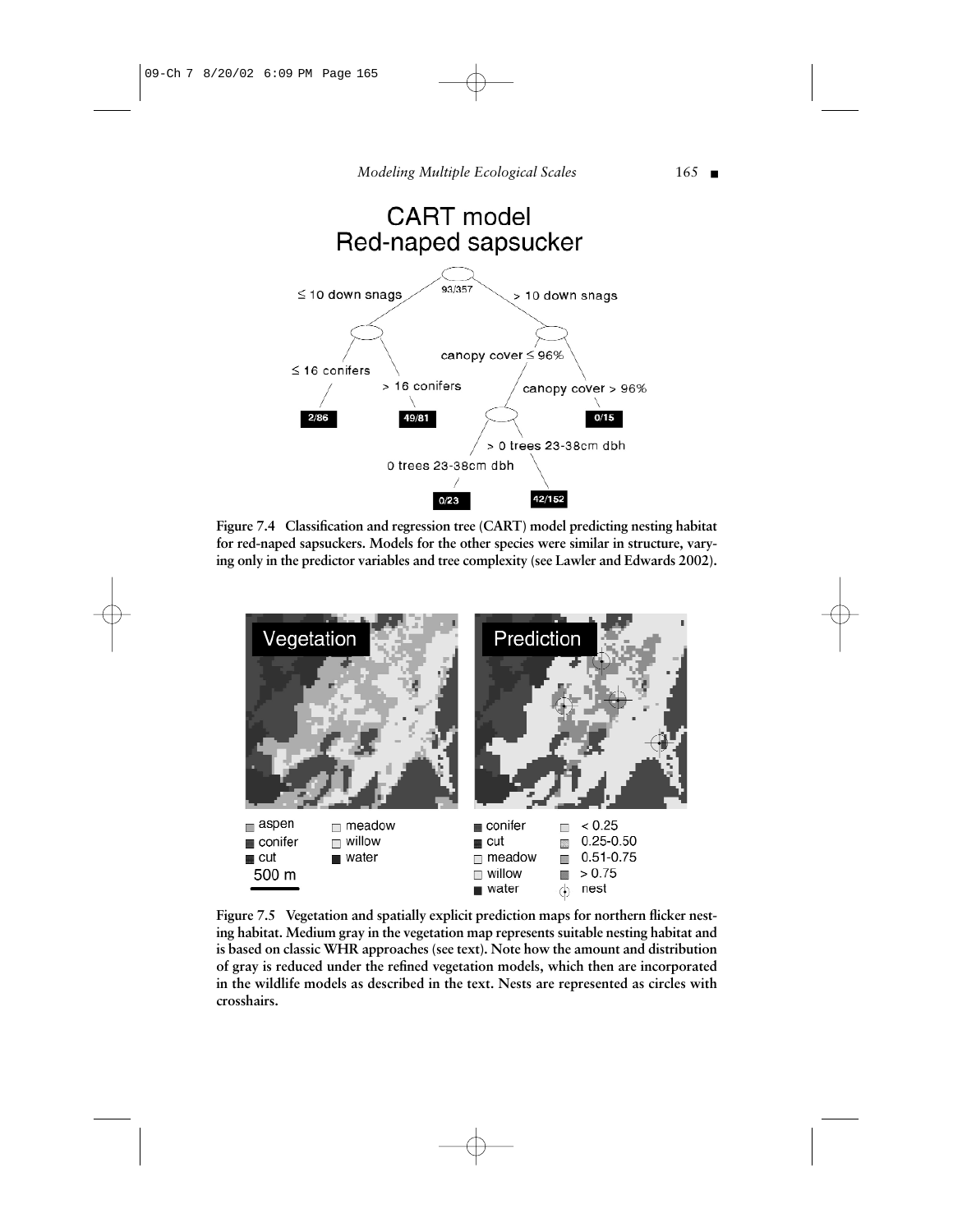Figure 7.4 Classification and regression tree (CART) model predicting nesting habitat for red-naped sapsuckers. Models for the other species were similar in structure, varying only in the predictor variables and tree complexity (see Lawler and Edwards 2002).

Figure 7.5 Vegetation and spatially explicit prediction maps for northern flicker nesting habitat. Medium gray in the vegetation map represents suitable nesting habitat and is based on classic WHR approaches (see text). Note how the amount and distribution of gray is reduced under the refined vegetation models, which then are incorporated in the wildlife models as described in the text. Nests are represented as circles with crosshairs.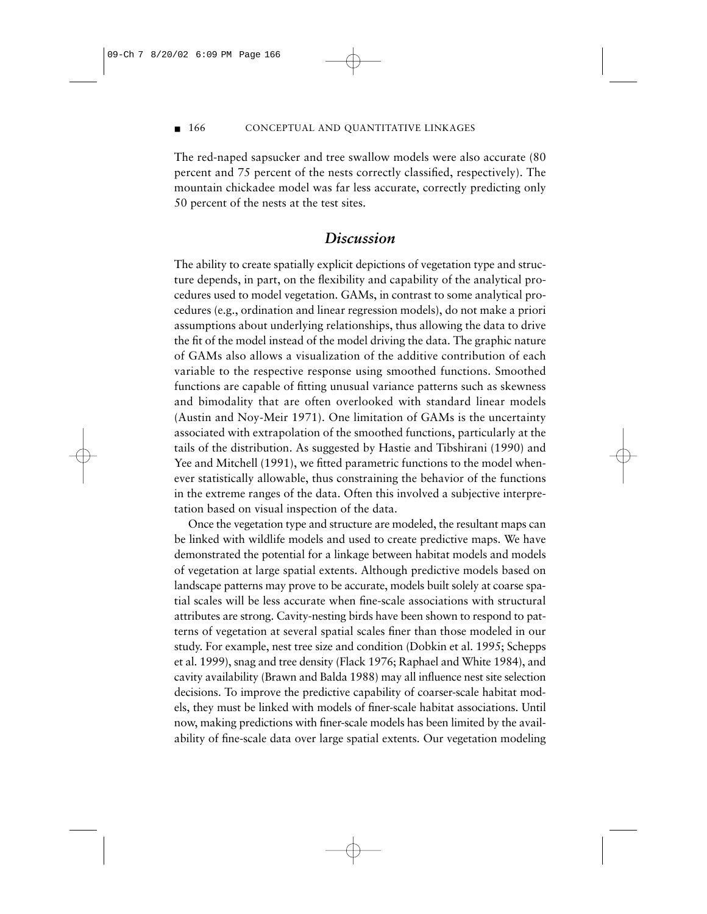The red-naped sapsucker and tree swallow models were also accurate (80 percent and 75 percent of the nests correctly classified, respectively). The mountain chickadee model was far less accurate, correctly predicting only 50 percent of the nests at the test sites.

## *Discussion*

The ability to create spatially explicit depictions of vegetation type and structure depends, in part, on the flexibility and capability of the analytical procedures used to model vegetation. GAMs, in contrast to some analytical procedures (e.g., ordination and linear regression models), do not make a priori assumptions about underlying relationships, thus allowing the data to drive the fit of the model instead of the model driving the data. The graphic nature of GAMs also allows a visualization of the additive contribution of each variable to the respective response using smoothed functions. Smoothed functions are capable of fitting unusual variance patterns such as skewness and bimodality that are often overlooked with standard linear models (Austin and Noy-Meir 1971). One limitation of GAMs is the uncertainty associated with extrapolation of the smoothed functions, particularly at the tails of the distribution. As suggested by Hastie and Tibshirani (1990) and Yee and Mitchell (1991), we fitted parametric functions to the model whenever statistically allowable, thus constraining the behavior of the functions in the extreme ranges of the data. Often this involved a subjective interpretation based on visual inspection of the data.

Once the vegetation type and structure are modeled, the resultant maps can be linked with wildlife models and used to create predictive maps. We have demonstrated the potential for a linkage between habitat models and models of vegetation at large spatial extents. Although predictive models based on landscape patterns may prove to be accurate, models built solely at coarse spatial scales will be less accurate when fine-scale associations with structural attributes are strong. Cavity-nesting birds have been shown to respond to patterns of vegetation at several spatial scales finer than those modeled in our study. For example, nest tree size and condition (Dobkin et al. 1995; Schepps et al. 1999), snag and tree density (Flack 1976; Raphael and White 1984), and cavity availability (Brawn and Balda 1988) may all influence nest site selection decisions. To improve the predictive capability of coarser-scale habitat models, they must be linked with models of finer-scale habitat associations. Until now, making predictions with finer-scale models has been limited by the availability of fine-scale data over large spatial extents. Our vegetation modeling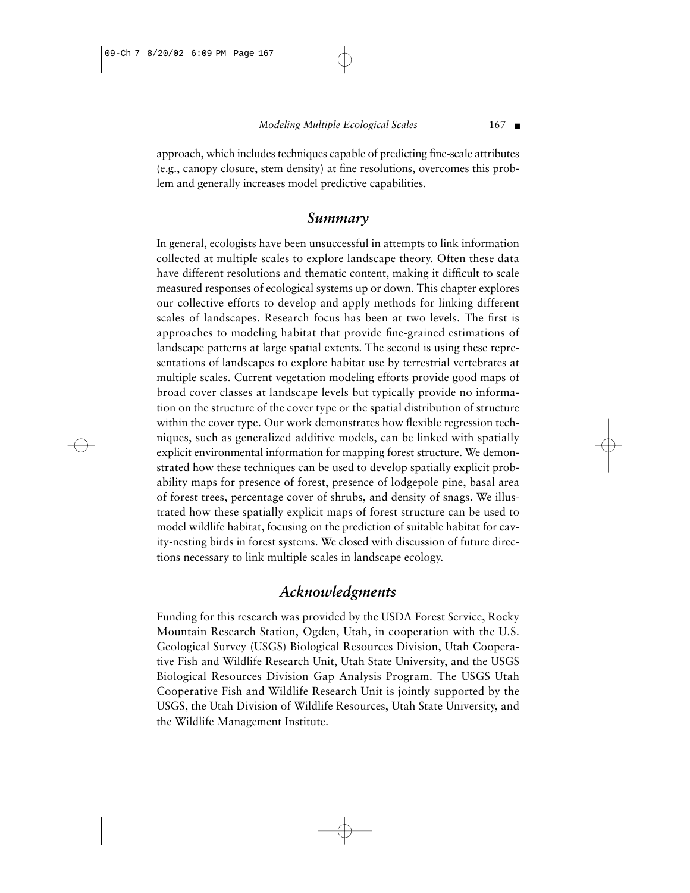approach, which includes techniques capable of predicting fine-scale attributes (e.g., canopy closure, stem density) at fine resolutions, overcomes this problem and generally increases model predictive capabilities.

## *Summary*

In general, ecologists have been unsuccessful in attempts to link information collected at multiple scales to explore landscape theory. Often these data have different resolutions and thematic content, making it difficult to scale measured responses of ecological systems up or down. This chapter explores our collective efforts to develop and apply methods for linking different scales of landscapes. Research focus has been at two levels. The first is approaches to modeling habitat that provide fine-grained estimations of landscape patterns at large spatial extents. The second is using these representations of landscapes to explore habitat use by terrestrial vertebrates at multiple scales. Current vegetation modeling efforts provide good maps of broad cover classes at landscape levels but typically provide no information on the structure of the cover type or the spatial distribution of structure within the cover type. Our work demonstrates how flexible regression techniques, such as generalized additive models, can be linked with spatially explicit environmental information for mapping forest structure. We demonstrated how these techniques can be used to develop spatially explicit probability maps for presence of forest, presence of lodgepole pine, basal area of forest trees, percentage cover of shrubs, and density of snags. We illustrated how these spatially explicit maps of forest structure can be used to model wildlife habitat, focusing on the prediction of suitable habitat for cavity-nesting birds in forest systems. We closed with discussion of future directions necessary to link multiple scales in landscape ecology.

## *Acknowledgments*

Funding for this research was provided by the USDA Forest Service, Rocky Mountain Research Station, Ogden, Utah, in cooperation with the U.S. Geological Survey (USGS) Biological Resources Division, Utah Cooperative Fish and Wildlife Research Unit, Utah State University, and the USGS Biological Resources Division Gap Analysis Program. The USGS Utah Cooperative Fish and Wildlife Research Unit is jointly supported by the USGS, the Utah Division of Wildlife Resources, Utah State University, and the Wildlife Management Institute.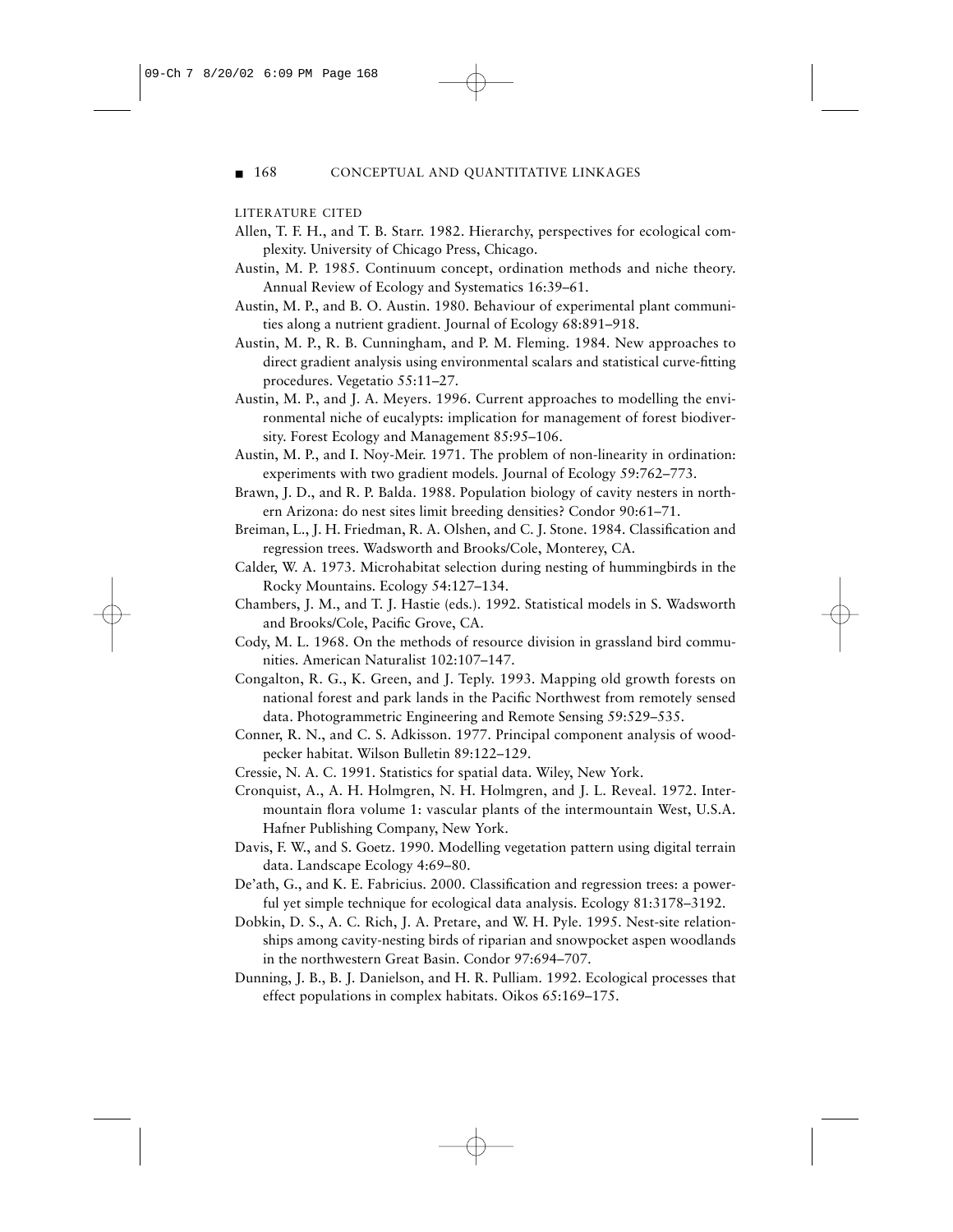## LITERATURE CITED

Allen, T. F. H., and T. B. Starr. 1982. Hierarchy, perspectives for ecological complexity. University of Chicago Press, Chicago.

Austin, M. P. 1985. Continuum concept, ordination methods and niche theory. Annual Review of Ecology and Systematics 16:39–61.

Austin, M. P., and B. O. Austin. 1980. Behaviour of experimental plant communities along a nutrient gradient. Journal of Ecology 68:891–918.

Austin, M. P., R. B. Cunningham, and P. M. Fleming. 1984. New approaches to direct gradient analysis using environmental scalars and statistical curve-fitting procedures. Vegetatio 55:11–27.

Austin, M. P., and J. A. Meyers. 1996. Current approaches to modelling the environmental niche of eucalypts: implication for management of forest biodiversity. Forest Ecology and Management 85:95–106.

Austin, M. P., and I. Noy-Meir. 1971. The problem of non-linearity in ordination: experiments with two gradient models. Journal of Ecology 59:762–773.

Brawn, J. D., and R. P. Balda. 1988. Population biology of cavity nesters in northern Arizona: do nest sites limit breeding densities? Condor 90:61–71.

Breiman, L., J. H. Friedman, R. A. Olshen, and C. J. Stone. 1984. Classification and regression trees. Wadsworth and Brooks/Cole, Monterey, CA.

Calder, W. A. 1973. Microhabitat selection during nesting of hummingbirds in the Rocky Mountains. Ecology 54:127–134.

Chambers, J. M., and T. J. Hastie (eds.). 1992. Statistical models in S. Wadsworth and Brooks/Cole, Pacific Grove, CA.

Cody, M. L. 1968. On the methods of resource division in grassland bird communities. American Naturalist 102:107–147.

Congalton, R. G., K. Green, and J. Teply. 1993. Mapping old growth forests on national forest and park lands in the Pacific Northwest from remotely sensed data. Photogrammetric Engineering and Remote Sensing 59:529–535.

Conner, R. N., and C. S. Adkisson. 1977. Principal component analysis of woodpecker habitat. Wilson Bulletin 89:122–129.

Cressie, N. A. C. 1991. Statistics for spatial data. Wiley, New York.

Cronquist, A., A. H. Holmgren, N. H. Holmgren, and J. L. Reveal. 1972. Intermountain flora volume 1: vascular plants of the intermountain West, U.S.A. Hafner Publishing Company, New York.

Davis, F. W., and S. Goetz. 1990. Modelling vegetation pattern using digital terrain data. Landscape Ecology 4:69–80.

De'ath, G., and K. E. Fabricius. 2000. Classification and regression trees: a powerful yet simple technique for ecological data analysis. Ecology 81:3178–3192.

Dobkin, D. S., A. C. Rich, J. A. Pretare, and W. H. Pyle. 1995. Nest-site relationships among cavity-nesting birds of riparian and snowpocket aspen woodlands in the northwestern Great Basin. Condor 97:694–707.

Dunning, J. B., B. J. Danielson, and H. R. Pulliam. 1992. Ecological processes that effect populations in complex habitats. Oikos 65:169–175.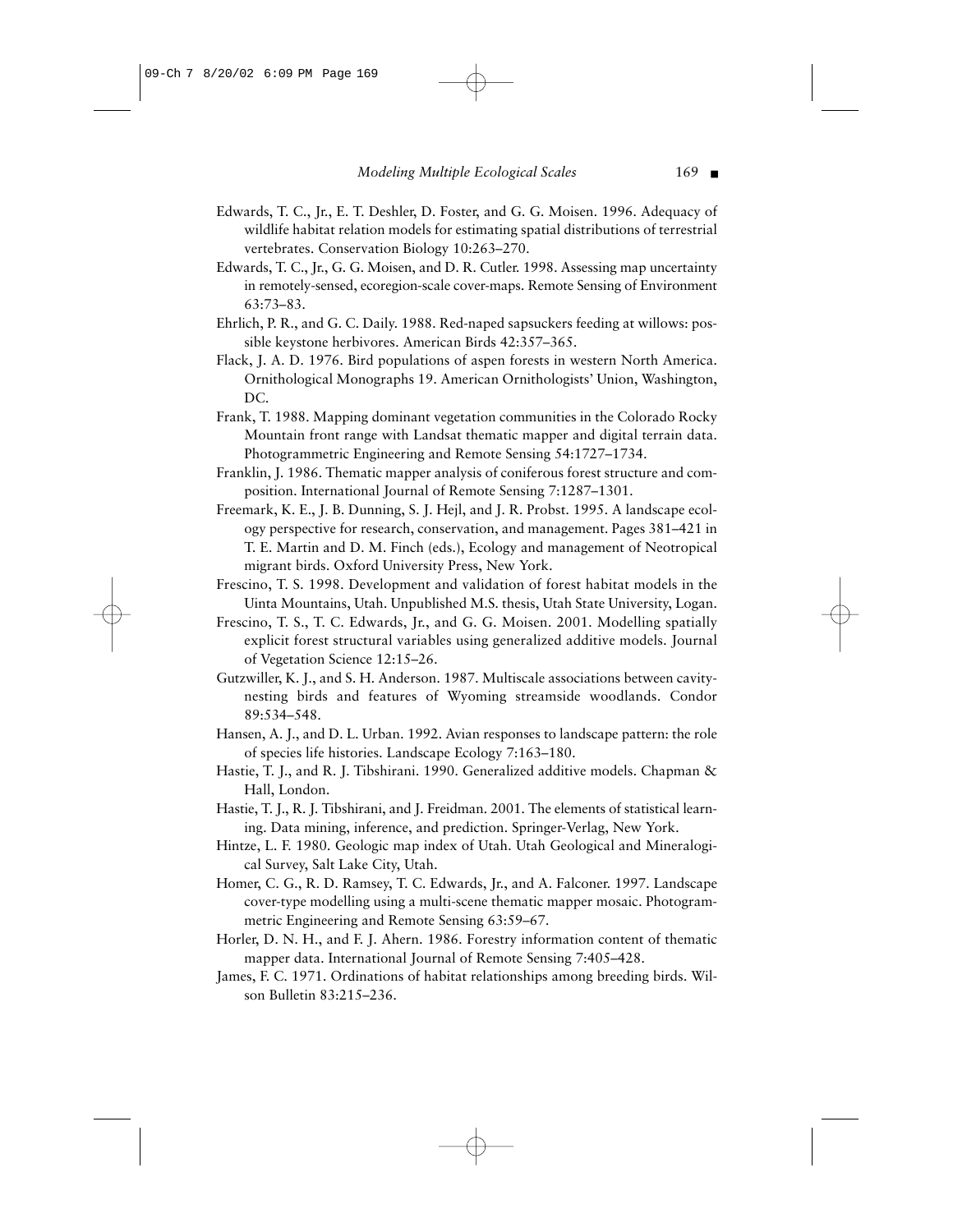Edwards, T. C., Jr., E. T. Deshler, D. Foster, and G. G. Moisen. 1996. Adequacy of wildlife habitat relation models for estimating spatial distributions of terrestrial vertebrates. Conservation Biology 10:263–270.

Edwards, T. C., Jr., G. G. Moisen, and D. R. Cutler. 1998. Assessing map uncertainty in remotely-sensed, ecoregion-scale cover-maps. Remote Sensing of Environment 63:73–83.

Ehrlich, P. R., and G. C. Daily. 1988. Red-naped sapsuckers feeding at willows: possible keystone herbivores. American Birds 42:357–365.

Flack, J. A. D. 1976. Bird populations of aspen forests in western North America. Ornithological Monographs 19. American Ornithologists' Union, Washington, DC.

Frank, T. 1988. Mapping dominant vegetation communities in the Colorado Rocky Mountain front range with Landsat thematic mapper and digital terrain data. Photogrammetric Engineering and Remote Sensing 54:1727–1734.

Franklin, J. 1986. Thematic mapper analysis of coniferous forest structure and composition. International Journal of Remote Sensing 7:1287–1301.

Freemark, K. E., J. B. Dunning, S. J. Hejl, and J. R. Probst. 1995. A landscape ecology perspective for research, conservation, and management. Pages 381–421 in T. E. Martin and D. M. Finch (eds.), Ecology and management of Neotropical migrant birds. Oxford University Press, New York.

Frescino, T. S. 1998. Development and validation of forest habitat models in the Uinta Mountains, Utah. Unpublished M.S. thesis, Utah State University, Logan.

Frescino, T. S., T. C. Edwards, Jr., and G. G. Moisen. 2001. Modelling spatially explicit forest structural variables using generalized additive models. Journal of Vegetation Science 12:15–26.

Gutzwiller, K. J., and S. H. Anderson. 1987. Multiscale associations between cavity-nesting birds and features of Wyoming streamside woodlands. Condor 89:534–548.

Hansen, A. J., and D. L. Urban. 1992. Avian responses to landscape pattern: the role of species life histories. Landscape Ecology 7:163–180.

Hastie, T. J., and R. J. Tibshirani. 1990. Generalized additive models. Chapman & Hall, London.

Hastie, T. J., R. J. Tibshirani, and J. Freidman. 2001. The elements of statistical learning. Data mining, inference, and prediction. Springer-Verlag, New York.

Hintze, L. F. 1980. Geologic map index of Utah. Utah Geological and Mineralogical Survey, Salt Lake City, Utah.

Homer, C. G., R. D. Ramsey, T. C. Edwards, Jr., and A. Falconer. 1997. Landscape cover-type modelling using a multi-scene thematic mapper mosaic. Photogrammetric Engineering and Remote Sensing 63:59–67.

Horler, D. N. H., and F. J. Ahern. 1986. Forestry information content of thematic mapper data. International Journal of Remote Sensing 7:405–428.

James, F. C. 1971. Ordinations of habitat relationships among breeding birds. Wilson Bulletin 83:215–236.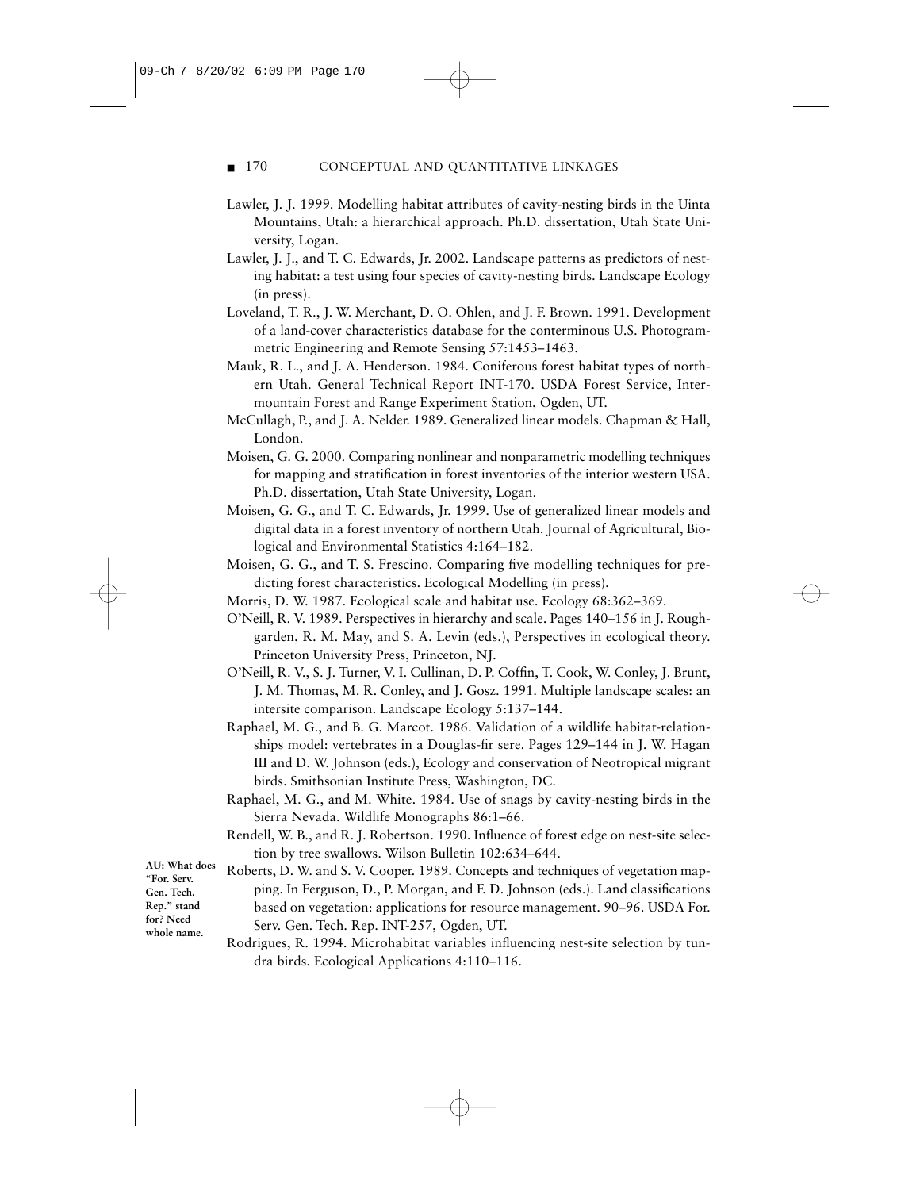Lawler, J. J. 1999. Modelling habitat attributes of cavity-nesting birds in the Uinta Mountains, Utah: a hierarchical approach. Ph.D. dissertation, Utah State University, Logan.

Lawler, J. J., and T. C. Edwards, Jr. 2002. Landscape patterns as predictors of nesting habitat: a test using four species of cavity-nesting birds. Landscape Ecology (in press).

Loveland, T. R., J. W. Merchant, D. O. Ohlen, and J. F. Brown. 1991. Development of a land-cover characteristics database for the conterminous U.S. Photogrammetric Engineering and Remote Sensing 57:1453–1463.

Mauk, R. L., and J. A. Henderson. 1984. Coniferous forest habitat types of northern Utah. General Technical Report INT-170. USDA Forest Service, Intermountain Forest and Range Experiment Station, Ogden, UT.

McCullagh, P., and J. A. Nelder. 1989. Generalized linear models. Chapman & Hall, London.

Moisen, G. G. 2000. Comparing nonlinear and nonparametric modelling techniques for mapping and stratification in forest inventories of the interior western USA. Ph.D. dissertation, Utah State University, Logan.

Moisen, G. G., and T. C. Edwards, Jr. 1999. Use of generalized linear models and digital data in a forest inventory of northern Utah. Journal of Agricultural, Biological and Environmental Statistics 4:164–182.

Moisen, G. G., and T. S. Frescino. Comparing five modelling techniques for predicting forest characteristics. Ecological Modelling (in press).

Morris, D. W. 1987. Ecological scale and habitat use. Ecology 68:362–369.

O'Neill, R. V. 1989. Perspectives in hierarchy and scale. Pages 140–156 in J. Roughgarden, R. M. May, and S. A. Levin (eds.), Perspectives in ecological theory. Princeton University Press, Princeton, NJ.

O'Neill, R. V., S. J. Turner, V. I. Cullinan, D. P. Coffin, T. Cook, W. Conley, J. Brunt, J. M. Thomas, M. R. Conley, and J. Gosz. 1991. Multiple landscape scales: an intersite comparison. Landscape Ecology 5:137–144.

Raphael, M. G., and B. G. Marcot. 1986. Validation of a wildlife habitat-relationships model: vertebrates in a Douglas-fir sere. Pages 129–144 in J. W. Hagan III and D. W. Johnson (eds.), Ecology and conservation of Neotropical migrant birds. Smithsonian Institute Press, Washington, DC.

Raphael, M. G., and M. White. 1984. Use of snags by cavity-nesting birds in the Sierra Nevada. Wildlife Monographs 86:1–66.

Rendell, W. B., and R. J. Robertson. 1990. Influence of forest edge on nest-site selection by tree swallows. Wilson Bulletin 102:634–644.

Roberts, D. W. and S. V. Cooper. 1989. Concepts and techniques of vegetation mapping. In Ferguson, D., P. Morgan, and F. D. Johnson (eds.). Land classifications based on vegetation: applications for resource management. 90–96. USDA For. Serv. Gen. Tech. Rep. INT-257, Ogden, UT.

AU: What does "For. Serv. Gen. Tech. Rep." stand for? Need whole name.

Rodrigues, R. 1994. Microhabitat variables influencing nest-site selection by tundra birds. Ecological Applications 4:110–116.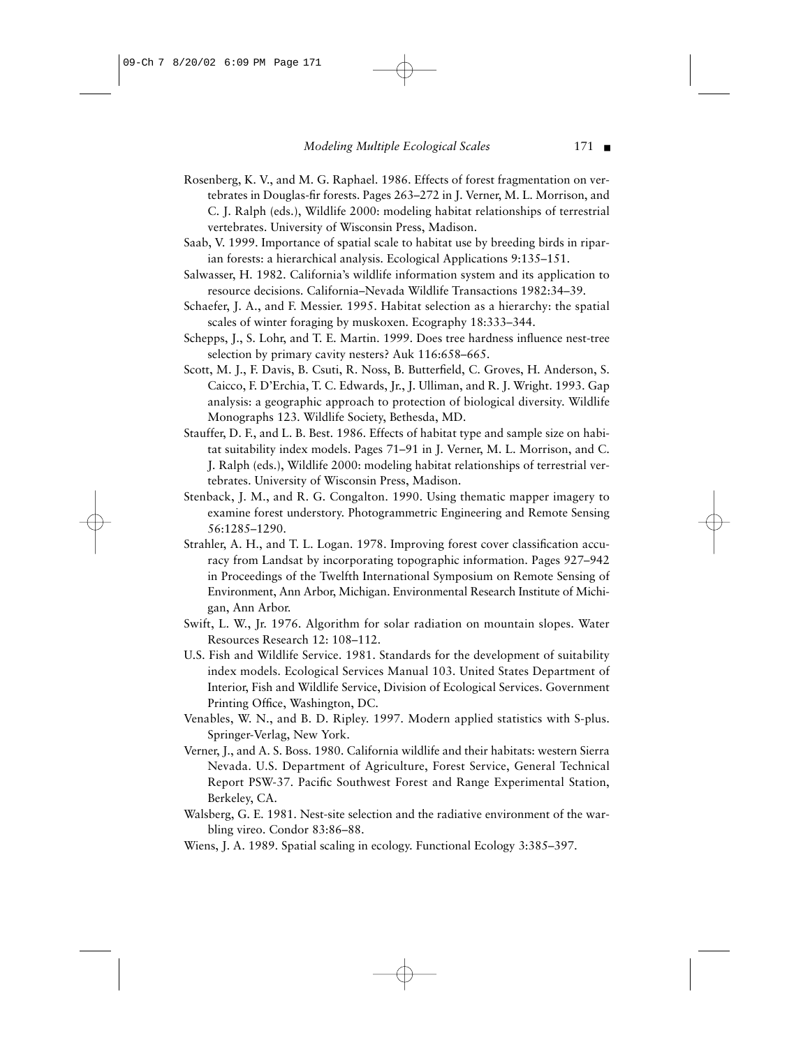Rosenberg, K. V., and M. G. Raphael. 1986. Effects of forest fragmentation on vertebrates in Douglas-fir forests. Pages 263–272 in J. Verner, M. L. Morrison, and C. J. Ralph (eds.), Wildlife 2000: modeling habitat relationships of terrestrial vertebrates. University of Wisconsin Press, Madison.

Saab, V. 1999. Importance of spatial scale to habitat use by breeding birds in riparian forests: a hierarchical analysis. Ecological Applications 9:135–151.

Salwasser, H. 1982. California's wildlife information system and its application to resource decisions. California–Nevada Wildlife Transactions 1982:34–39.

Schaefer, J. A., and F. Messier. 1995. Habitat selection as a hierarchy: the spatial scales of winter foraging by muskoxen. Ecography 18:333–344.

Schepps, J., S. Lohr, and T. E. Martin. 1999. Does tree hardness influence nest-tree selection by primary cavity nesters? Auk 116:658–665.

Scott, M. J., F. Davis, B. Csuti, R. Noss, B. Butterfield, C. Groves, H. Anderson, S. Caicco, F. D'Erchia, T. C. Edwards, Jr., J. Ulliman, and R. J. Wright. 1993. Gap analysis: a geographic approach to protection of biological diversity. Wildlife Monographs 123. Wildlife Society, Bethesda, MD.

Stauffer, D. F., and L. B. Best. 1986. Effects of habitat type and sample size on habitat suitability index models. Pages 71–91 in J. Verner, M. L. Morrison, and C. J. Ralph (eds.), Wildlife 2000: modeling habitat relationships of terrestrial vertebrates. University of Wisconsin Press, Madison.

Stenback, J. M., and R. G. Congalton. 1990. Using thematic mapper imagery to examine forest understory. Photogrammetric Engineering and Remote Sensing 56:1285–1290.

Strahler, A. H., and T. L. Logan. 1978. Improving forest cover classification accuracy from Landsat by incorporating topographic information. Pages 927–942 in Proceedings of the Twelfth International Symposium on Remote Sensing of Environment, Ann Arbor, Michigan. Environmental Research Institute of Michigan, Ann Arbor.

Swift, L. W., Jr. 1976. Algorithm for solar radiation on mountain slopes. Water Resources Research 12: 108–112.

U.S. Fish and Wildlife Service. 1981. Standards for the development of suitability index models. Ecological Services Manual 103. United States Department of Interior, Fish and Wildlife Service, Division of Ecological Services. Government Printing Office, Washington, DC.

Venables, W. N., and B. D. Ripley. 1997. Modern applied statistics with S-plus. Springer-Verlag, New York.

Verner, J., and A. S. Boss. 1980. California wildlife and their habitats: western Sierra Nevada. U.S. Department of Agriculture, Forest Service, General Technical Report PSW-37. Pacific Southwest Forest and Range Experimental Station, Berkeley, CA.

Walsberg, G. E. 1981. Nest-site selection and the radiative environment of the warbling vireo. Condor 83:86–88.

Wiens, J. A. 1989. Spatial scaling in ecology. Functional Ecology 3:385–397.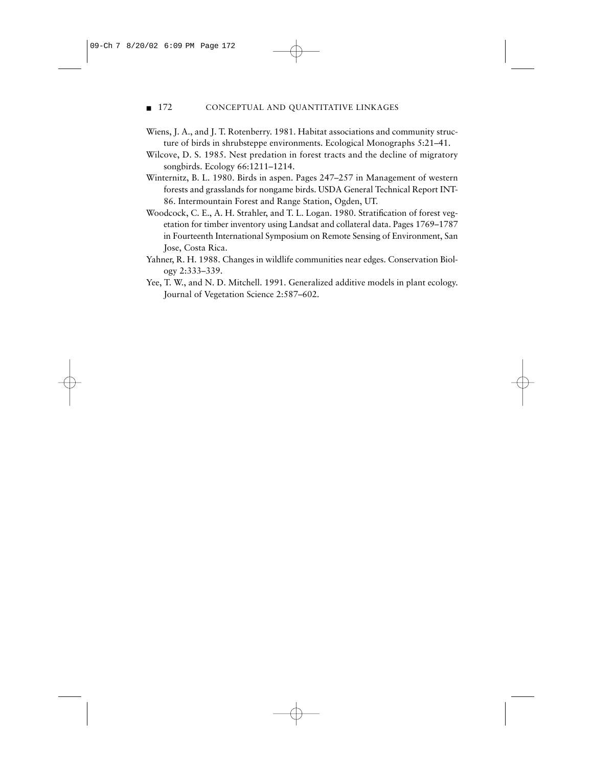Wiens, J. A., and J. T. Rotenberry. 1981. Habitat associations and community structure of birds in shrubsteppe environments. Ecological Monographs 5:21–41.

Wilcove, D. S. 1985. Nest predation in forest tracts and the decline of migratory songbirds. Ecology 66:1211–1214.

Winternitz, B. L. 1980. Birds in aspen. Pages 247–257 in Management of western forests and grasslands for nongame birds. USDA General Technical Report INT-86. Intermountain Forest and Range Station, Ogden, UT.

Woodcock, C. E., A. H. Strahler, and T. L. Logan. 1980. Stratification of forest vegetation for timber inventory using Landsat and collateral data. Pages 1769–1787 in Fourteenth International Symposium on Remote Sensing of Environment, San Jose, Costa Rica.

Yahner, R. H. 1988. Changes in wildlife communities near edges. Conservation Biology 2:333–339.

Yee, T. W., and N. D. Mitchell. 1991. Generalized additive models in plant ecology. Journal of Vegetation Science 2:587–602.